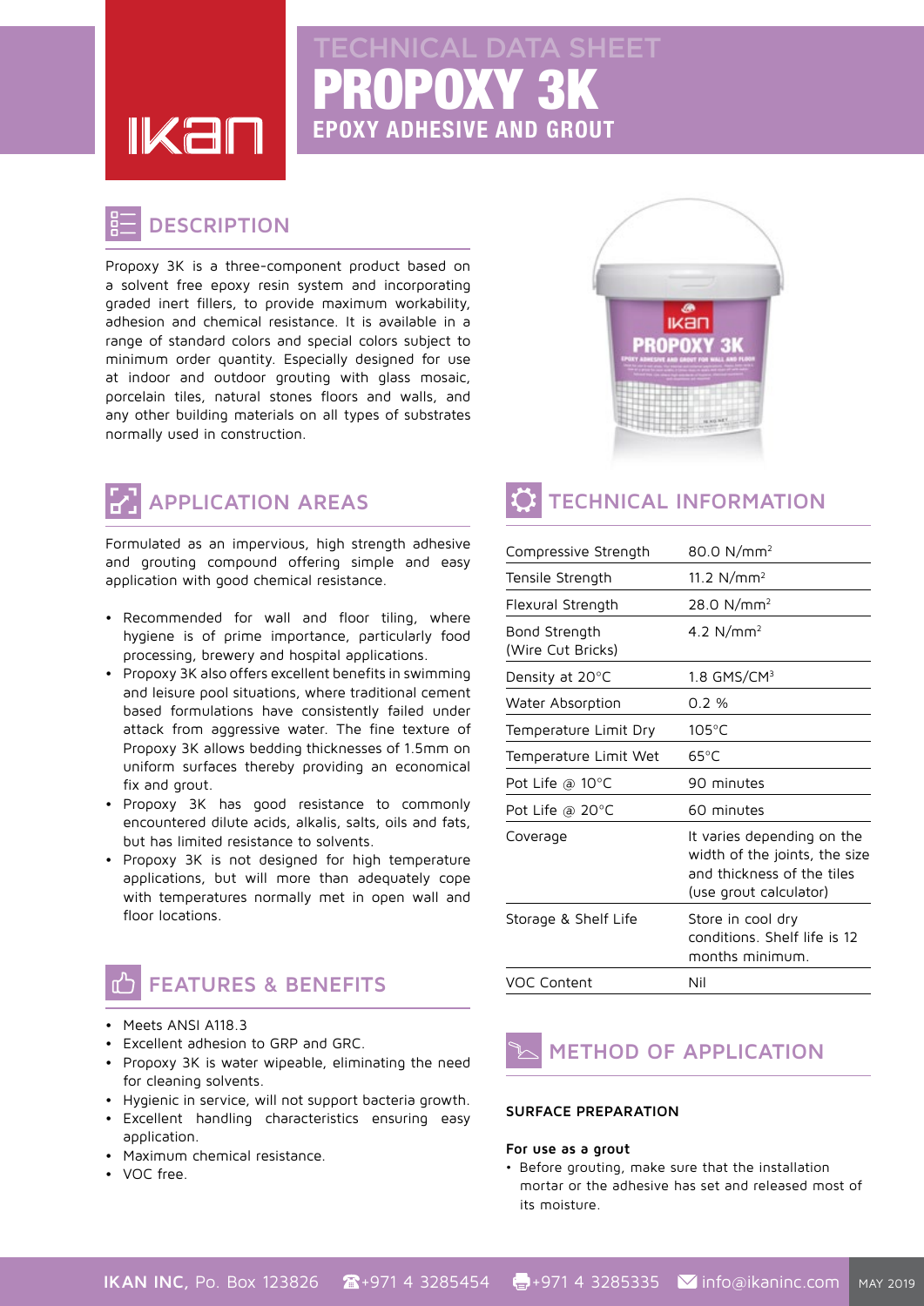# TECHNICAL DATA SHEET

# PROPOXY 3K

## EPOXY ADHESIVE AND GROUT

## DESCRIPTION

Propoxy 3K is a three-component product based on a solvent free epoxy resin system and incorporating graded inert fillers, to provide maximum workability, adhesion and chemical resistance. It is available in a range of standard colors and special colors subject to minimum order quantity. Especially designed for use at indoor and outdoor grouting with glass mosaic, porcelain tiles, natural stones floors and walls, and any other building materials on all types of substrates normally used in construction.

## APPLICATION AREAS

Formulated as an impervious, high strength adhesive and grouting compound offering simple and easy application with good chemical resistance.

- Recommended for wall and floor tiling, where hygiene is of prime importance, particularly food processing, brewery and hospital applications.
- Propoxy 3K also offers excellent benefits in swimming and leisure pool situations, where traditional cement based formulations have consistently failed under attack from aggressive water. The fine texture of Propoxy 3K allows bedding thicknesses of 1.5mm on uniform surfaces thereby providing an economical fix and grout.
- Propoxy 3K has good resistance to commonly encountered dilute acids, alkalis, salts, oils and fats, but has limited resistance to solvents.
- Propoxy 3K is not designed for high temperature applications, but will more than adequately cope with temperatures normally met in open wall and floor locations.

## FEATURES & BENEFITS

- Meets ANSI A118.3
- Excellent adhesion to GRP and GRC.
- Propoxy 3K is water wipeable, eliminating the need for cleaning solvents.
- Hygienic in service, will not support bacteria growth.
- Excellent handling characteristics ensuring easy application.
- Maximum chemical resistance.
- VOC free.

## TECHNICAL INFORMATION

| | |
|---|---|
| Compressive Strength | 80.0 $N/mm^2$ |
| Tensile Strength | 11.2 $N/mm^2$ |
| Flexural Strength | 28.0 $N/mm^2$ |
| Bond Strength (Wire Cut Bricks) | 4.2 $N/mm^2$ |
| Density at 20°C | 1.8 $GMS/CM^3$ |
| Water Absorption | 0.2 % |
| Temperature Limit Dry | 105°C |
| Temperature Limit Wet | 65°C |
| Pot Life @ 10°C | 90 minutes |
| Pot Life @ 20°C | 60 minutes |
| Coverage | It varies depending on the width of the joints, the size and thickness of the tiles (use grout calculator) |
| Storage & Shelf Life | Store in cool dry conditions. Shelf life is 12 months minimum. |
| VOC Content | Nil |

## METHOD OF APPLICATION

### SURFACE PREPARATION

**For use as a grout**

- Before grouting, make sure that the installation mortar or the adhesive has set and released most of its moisture.

**IKAN INC,** Po. Box 123826 ☎+971 4 3285454 +971 4 3285335 info@ikaninc.com MAY 2019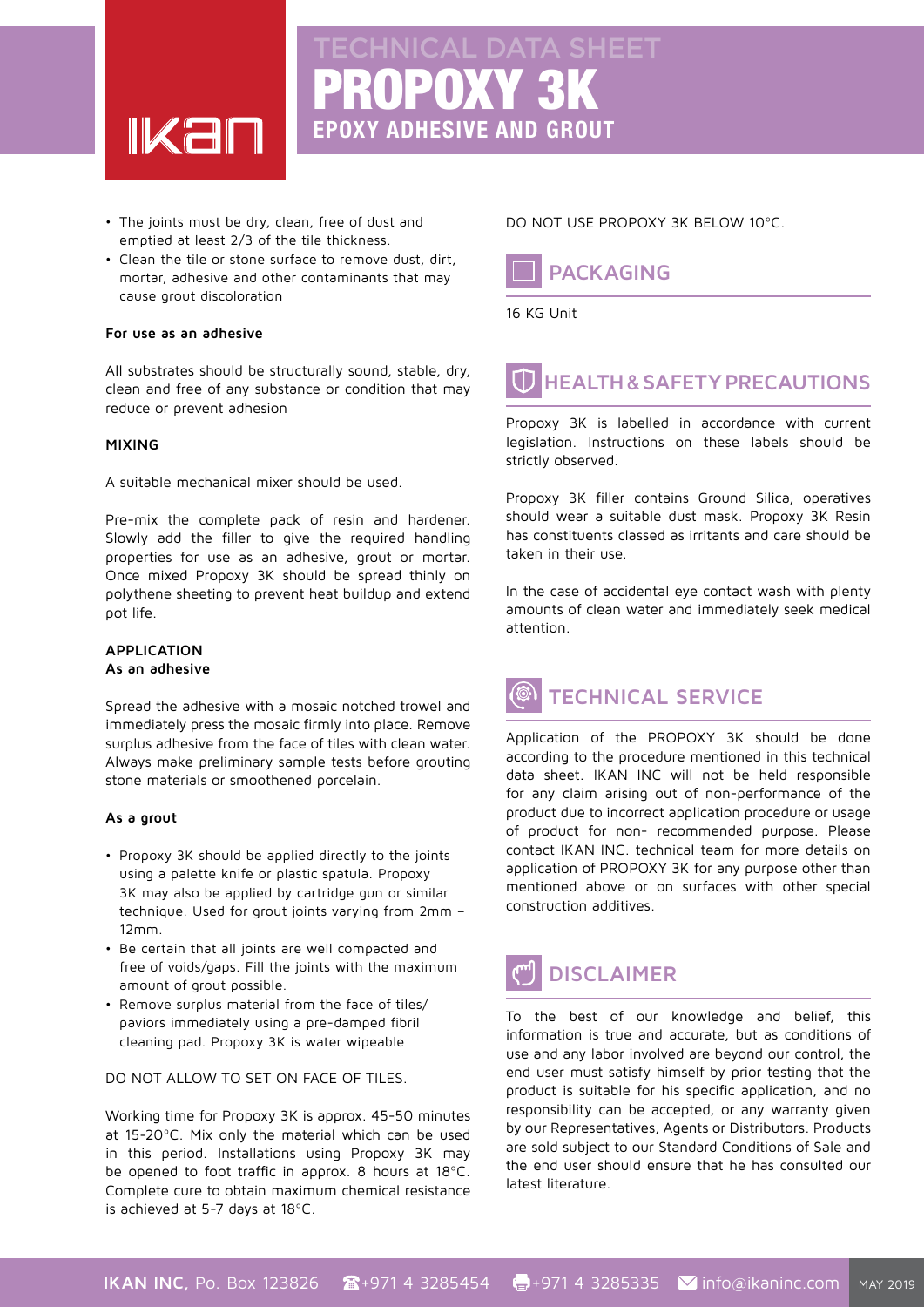# TECHNICAL DATA SHEET

# PROPOXY 3K

## EPOXY ADHESIVE AND GROUT

- The joints must be dry, clean, free of dust and emptied at least 2/3 of the tile thickness.
- Clean the tile or stone surface to remove dust, dirt, mortar, adhesive and other contaminants that may cause grout discoloration

**For use as an adhesive**

All substrates should be structurally sound, stable, dry, clean and free of any substance or condition that may reduce or prevent adhesion

**MIXING**

A suitable mechanical mixer should be used.

Pre-mix the complete pack of resin and hardener. Slowly add the filler to give the required handling properties for use as an adhesive, grout or mortar. Once mixed Propoxy 3K should be spread thinly on polythene sheeting to prevent heat buildup and extend pot life.

**APPLICATION**
**As an adhesive**

Spread the adhesive with a mosaic notched trowel and immediately press the mosaic firmly into place. Remove surplus adhesive from the face of tiles with clean water. Always make preliminary sample tests before grouting stone materials or smoothened porcelain.

**As a grout**

- Propoxy 3K should be applied directly to the joints using a palette knife or plastic spatula. Propoxy 3K may also be applied by cartridge gun or similar technique. Used for grout joints varying from 2mm – 12mm.
- Be certain that all joints are well compacted and free of voids/gaps. Fill the joints with the maximum amount of grout possible.
- Remove surplus material from the face of tiles/ paviors immediately using a pre-damped fibril cleaning pad. Propoxy 3K is water wipeable

DO NOT ALLOW TO SET ON FACE OF TILES.

Working time for Propoxy 3K is approx. 45-50 minutes at 15-20°C. Mix only the material which can be used in this period. Installations using Propoxy 3K may be opened to foot traffic in approx. 8 hours at 18°C. Complete cure to obtain maximum chemical resistance is achieved at 5-7 days at 18°C.

DO NOT USE PROPOXY 3K BELOW 10°C.

## PACKAGING

16 KG Unit

## HEALTH & SAFETY PRECAUTIONS

Propoxy 3K is labelled in accordance with current legislation. Instructions on these labels should be strictly observed.

Propoxy 3K filler contains Ground Silica, operatives should wear a suitable dust mask. Propoxy 3K Resin has constituents classed as irritants and care should be taken in their use.

In the case of accidental eye contact wash with plenty amounts of clean water and immediately seek medical attention.

## TECHNICAL SERVICE

Application of the PROPOXY 3K should be done according to the procedure mentioned in this technical data sheet. IKAN INC will not be held responsible for any claim arising out of non-performance of the product due to incorrect application procedure or usage of product for non- recommended purpose. Please contact IKAN INC. technical team for more details on application of PROPOXY 3K for any purpose other than mentioned above or on surfaces with other special construction additives.

## DISCLAIMER

To the best of our knowledge and belief, this information is true and accurate, but as conditions of use and any labor involved are beyond our control, the end user must satisfy himself by prior testing that the product is suitable for his specific application, and no responsibility can be accepted, or any warranty given by our Representatives, Agents or Distributors. Products are sold subject to our Standard Conditions of Sale and the end user should ensure that he has consulted our latest literature.

**IKAN INC,** Po. Box 123826 +971 4 3285454 +971 4 3285335 info@ikaninc.com MAY 2019